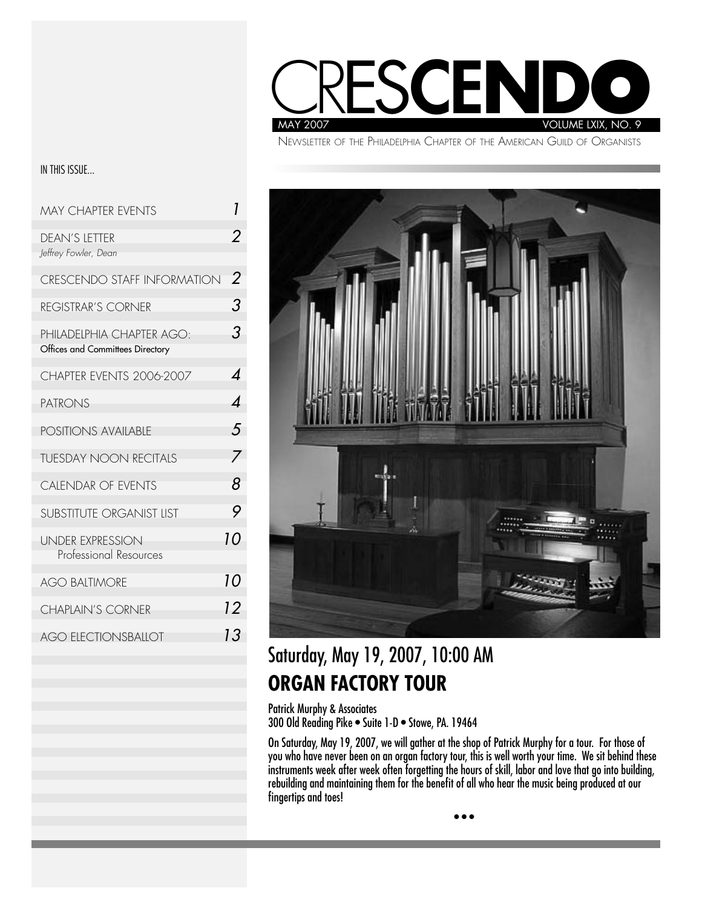# CRESCENDO

MAY 2007 VOLUME LXIX, NO. 9

NEWSLETTER OF THE PHILADELPHIA CHAPTER OF THE AMERICAN GUILD OF ORGANISTS

IN THIS ISSUE...

| | |
|---|---|
| MAY CHAPTER EVENTS | 1 |
| DEAN'S LETTER *Jeffrey Fowler, Dean* | 2 |
| CRESCENDO STAFF INFORMATION | 2 |
| REGISTRAR'S CORNER | 3 |
| PHILADELPHIA CHAPTER AGO: Offices and Committees Directory | 3 |
| CHAPTER EVENTS 2006-2007 | 4 |
| PATRONS | 4 |
| POSITIONS AVAILABLE | 5 |
| TUESDAY NOON RECITALS | 7 |
| CALENDAR OF EVENTS | 8 |
| SUBSTITUTE ORGANIST LIST | 9 |
| UNDER EXPRESSION Professional Resources | 10 |
| AGO BALTIMORE | 10 |
| CHAPLAIN'S CORNER | 12 |
| AGO ELECTIONSBALLOT | 13 |

## Saturday, May 19, 2007, 10:00 AM

## ORGAN FACTORY TOUR

Patrick Murphy & Associates
300 Old Reading Pike • Suite 1-D • Stowe, PA. 19464

On Saturday, May 19, 2007, we will gather at the shop of Patrick Murphy for a tour. For those of you who have never been on an organ factory tour, this is well worth your time. We sit behind these instruments week after week often forgetting the hours of skill, labor and love that go into building, rebuilding and maintaining them for the benefit of all who hear the music being produced at our fingertips and toes!

•••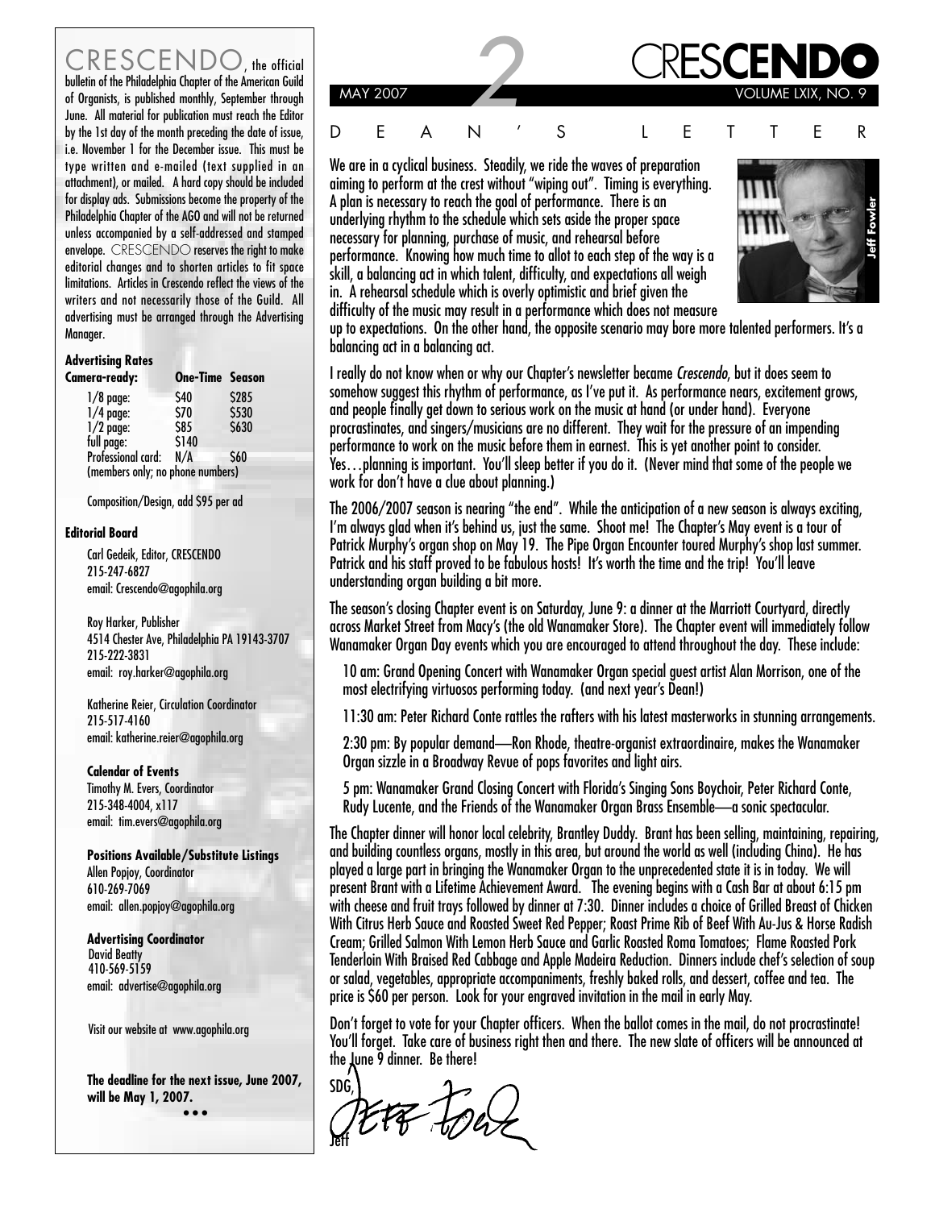CRESCENDO, the official bulletin of the Philadelphia Chapter of the American Guild of Organists, is published monthly, September through June. All material for publication must reach the Editor by the 1st day of the month preceding the date of issue, i.e. November 1 for the December issue. This must be type written and e-mailed (text supplied in an attachment), or mailed. A hard copy should be included for display ads. Submissions become the property of the Philadelphia Chapter of the AGO and will not be returned unless accompanied by a self-addressed and stamped envelope. CRESCENDO reserves the right to make editorial changes and to shorten articles to fit space limitations. Articles in Crescendo reflect the views of the writers and not necessarily those of the Guild. All advertising must be arranged through the Advertising Manager.

**Advertising Rates**

| Camera-ready: | One-Time | Season |
|---|---|---|
| 1/8 page: | $40 | $285 |
| 1/4 page: | $70 | $530 |
| 1/2 page: | $85 | $630 |
| full page: | $140 | |
| Professional card: | N/A | $60 |

(members only; no phone numbers)

Composition/Design, add $95 per ad

**Editorial Board**

Carl Gedeik, Editor, CRESCENDO
215-247-6827
email: Crescendo@agophila.org

Roy Harker, Publisher
4514 Chester Ave, Philadelphia PA 19143-3707
215-222-3831
email: roy.harker@agophila.org

Katherine Reier, Circulation Coordinator
215-517-4160
email: katherine.reier@agophila.org

**Calendar of Events**
Timothy M. Evers, Coordinator
215-348-4004, x117
email: tim.evers@agophila.org

**Positions Available/Substitute Listings**
Allen Popjoy, Coordinator
610-269-7069
email: allen.popjoy@agophila.org

**Advertising Coordinator**
David Beatty
410-569-5159
email: advertise@agophila.org

Visit our website at www.agophila.org

**The deadline for the next issue, June 2007, will be May 1, 2007.**

# DEAN'S LETTER

We are in a cyclical business. Steadily, we ride the waves of preparation aiming to perform at the crest without "wiping out". Timing is everything. A plan is necessary to reach the goal of performance. There is an underlying rhythm to the schedule which sets aside the proper space necessary for planning, purchase of music, and rehearsal before performance. Knowing how much time to allot to each step of the way is a skill, a balancing act in which talent, difficulty, and expectations all weigh in. A rehearsal schedule which is overly optimistic and brief given the difficulty of the music may result in a performance which does not measure up to expectations. On the other hand, the opposite scenario may bore more talented performers. It's a balancing act in a balancing act.

Jeff Fowler

I really do not know when or why our Chapter's newsletter became *Crescendo*, but it does seem to somehow suggest this rhythm of performance, as I've put it. As performance nears, excitement grows, and people finally get down to serious work on the music at hand (or under hand). Everyone procrastinates, and singers/musicians are no different. They wait for the pressure of an impending performance to work on the music before them in earnest. This is yet another point to consider. Yes…planning is important. You'll sleep better if you do it. (Never mind that some of the people we work for don't have a clue about planning.)

The 2006/2007 season is nearing "the end". While the anticipation of a new season is always exciting, I'm always glad when it's behind us, just the same. Shoot me! The Chapter's May event is a tour of Patrick Murphy's organ shop on May 19. The Pipe Organ Encounter toured Murphy's shop last summer. Patrick and his staff proved to be fabulous hosts! It's worth the time and the trip! You'll leave understanding organ building a bit more.

The season's closing Chapter event is on Saturday, June 9: a dinner at the Marriott Courtyard, directly across Market Street from Macy's (the old Wanamaker Store). The Chapter event will immediately follow Wanamaker Organ Day events which you are encouraged to attend throughout the day. These include:

10 am: Grand Opening Concert with Wanamaker Organ special guest artist Alan Morrison, one of the most electrifying virtuosos performing today. (and next year's Dean!)

11:30 am: Peter Richard Conte rattles the rafters with his latest masterworks in stunning arrangements.

2:30 pm: By popular demand—Ron Rhode, theatre-organist extraordinaire, makes the Wanamaker Organ sizzle in a Broadway Revue of pops favorites and light airs.

5 pm: Wanamaker Grand Closing Concert with Florida's Singing Sons Boychoir, Peter Richard Conte, Rudy Lucente, and the Friends of the Wanamaker Organ Brass Ensemble—a sonic spectacular.

The Chapter dinner will honor local celebrity, Brantley Duddy. Brant has been selling, maintaining, repairing, and building countless organs, mostly in this area, but around the world as well (including China). He has played a large part in bringing the Wanamaker Organ to the unprecedented state it is in today. We will present Brant with a Lifetime Achievement Award. The evening begins with a Cash Bar at about 6:15 pm with cheese and fruit trays followed by dinner at 7:30. Dinner includes a choice of Grilled Breast of Chicken With Citrus Herb Sauce and Roasted Sweet Red Pepper; Roast Prime Rib of Beef With Au-Jus & Horse Radish Cream; Grilled Salmon With Lemon Herb Sauce and Garlic Roasted Roma Tomatoes; Flame Roasted Pork Tenderloin With Braised Red Cabbage and Apple Madeira Reduction. Dinners include chef's selection of soup or salad, vegetables, appropriate accompaniments, freshly baked rolls, and dessert, coffee and tea. The price is $60 per person. Look for your engraved invitation in the mail in early May.

Don't forget to vote for your Chapter officers. When the ballot comes in the mail, do not procrastinate! You'll forget. Take care of business right then and there. The new slate of officers will be announced at the June 9 dinner. Be there!

SDG,

Jeff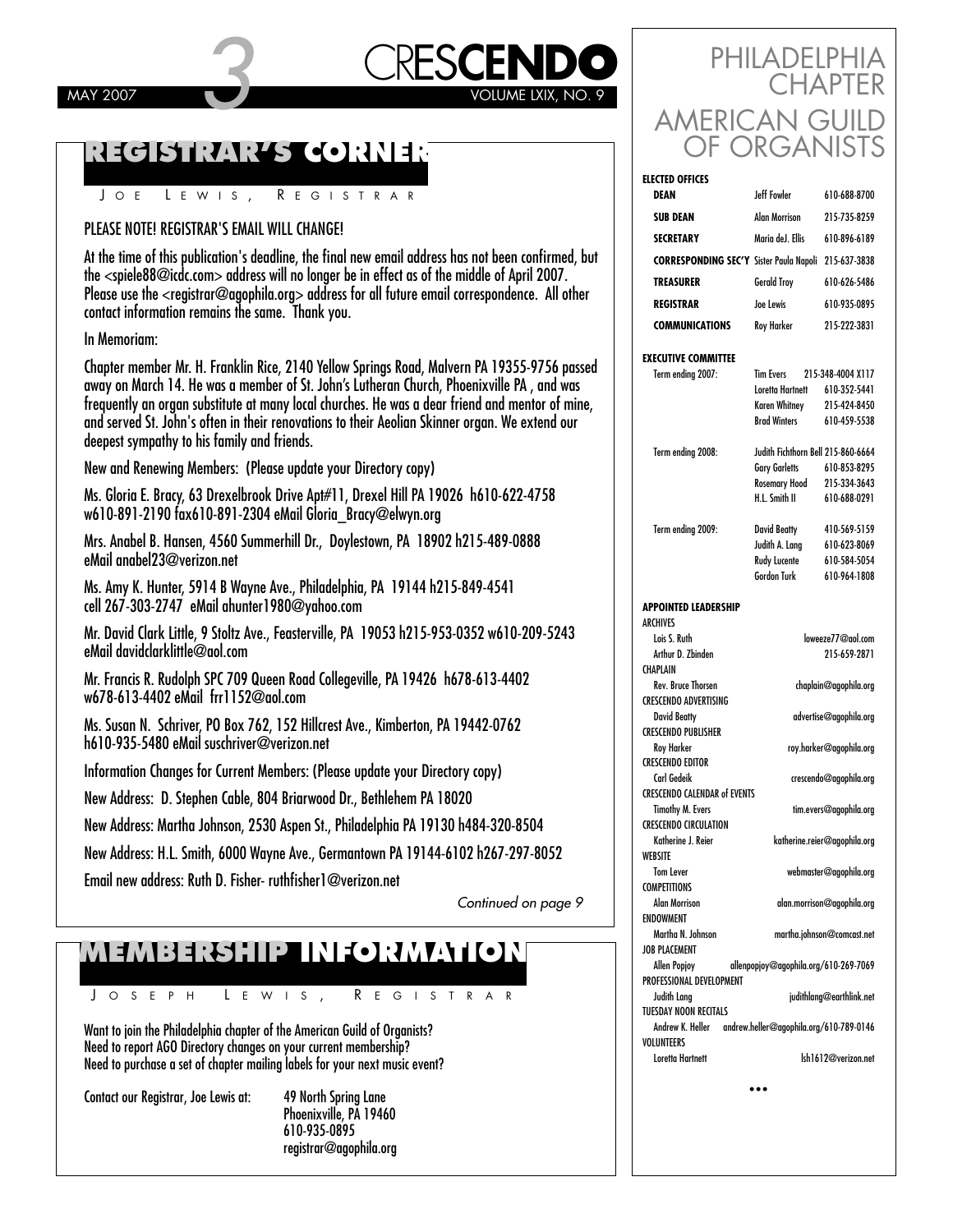# REGISTRAR'S CORNER

JOE LEWIS, REGISTRAR

PLEASE NOTE! REGISTRAR'S EMAIL WILL CHANGE!

At the time of this publication's deadline, the final new email address has not been confirmed, but the <spiele88@icdc.com> address will no longer be in effect as of the middle of April 2007. Please use the <registrar@agophila.org> address for all future email correspondence. All other contact information remains the same. Thank you.

In Memoriam:

Chapter member Mr. H. Franklin Rice, 2140 Yellow Springs Road, Malvern PA 19355-9756 passed away on March 14. He was a member of St. John's Lutheran Church, Phoenixville PA , and was frequently an organ substitute at many local churches. He was a dear friend and mentor of mine, and served St. John's often in their renovations to their Aeolian Skinner organ. We extend our deepest sympathy to his family and friends.

New and Renewing Members: (Please update your Directory copy)

Ms. Gloria E. Bracy, 63 Drexelbrook Drive Apt#11, Drexel Hill PA 19026 h610-622-4758 w610-891-2190 fax610-891-2304 eMail Gloria_Bracy@elwyn.org

Mrs. Anabel B. Hansen, 4560 Summerhill Dr., Doylestown, PA 18902 h215-489-0888 eMail anabel23@verizon.net

Ms. Amy K. Hunter, 5914 B Wayne Ave., Philadelphia, PA 19144 h215-849-4541 cell 267-303-2747 eMail ahunter1980@yahoo.com

Mr. David Clark Little, 9 Stoltz Ave., Feasterville, PA 19053 h215-953-0352 w610-209-5243 eMail davidclarklittle@aol.com

Mr. Francis R. Rudolph SPC 709 Queen Road Collegeville, PA 19426 h678-613-4402 w678-613-4402 eMail frr1152@aol.com

Ms. Susan N. Schriver, PO Box 762, 152 Hillcrest Ave., Kimberton, PA 19442-0762 h610-935-5480 eMail suschriver@verizon.net

Information Changes for Current Members: (Please update your Directory copy)

New Address: D. Stephen Cable, 804 Briarwood Dr., Bethlehem PA 18020

New Address: Martha Johnson, 2530 Aspen St., Philadelphia PA 19130 h484-320-8504

New Address: H.L. Smith, 6000 Wayne Ave., Germantown PA 19144-6102 h267-297-8052

Email new address: Ruth D. Fisher- ruthfisher1@verizon.net

*Continued on page 9*

# MEMBERSHIP INFORMATION

JOSEPH LEWIS, REGISTRAR

Want to join the Philadelphia chapter of the American Guild of Organists?
Need to report AGO Directory changes on your current membership?
Need to purchase a set of chapter mailing labels for your next music event?

Contact our Registrar, Joe Lewis at:

49 North Spring Lane
Phoenixville, PA 19460
610-935-0895
registrar@agophila.org

# PHILADELPHIA CHAPTER AMERICAN GUILD OF ORGANISTS

**ELECTED OFFICES**

| | | |
|---|---|---|
| **DEAN** | Jeff Fowler | 610-688-8700 |
| **SUB DEAN** | Alan Morrison | 215-735-8259 |
| **SECRETARY** | Maria deJ. Ellis | 610-896-6189 |
| **CORRESPONDING SEC'Y** | Sister Paula Napoli | 215-637-3838 |
| **TREASURER** | Gerald Troy | 610-626-5486 |
| **REGISTRAR** | Joe Lewis | 610-935-0895 |
| **COMMUNICATIONS** | Roy Harker | 215-222-3831 |

**EXECUTIVE COMMITTEE**

| | | |
|---|---|---|
| Term ending 2007: | Tim Evers | 215-348-4004 X117 |
| | Loretta Hartnett | 610-352-5441 |
| | Karen Whitney | 215-424-8450 |
| | Brad Winters | 610-459-5538 |
| Term ending 2008: | Judith Fichthorn Bell | 215-860-6664 |
| | Gary Garletts | 610-853-8295 |
| | Rosemary Hood | 215-334-3643 |
| | H.L. Smith II | 610-688-0291 |
| Term ending 2009: | David Beatty | 410-569-5159 |
| | Judith A. Lang | 610-623-8069 |
| | Rudy Lucente | 610-584-5054 |
| | Gordon Turk | 610-964-1808 |

**APPOINTED LEADERSHIP**

ARCHIVES
- Lois S. Ruth — loweeze77@aol.com
- Arthur D. Zbinden — 215-659-2871

CHAPLAIN
- Rev. Bruce Thorsen — chaplain@agophila.org

CRESCENDO ADVERTISING
- David Beatty — advertise@agophila.org

CRESCENDO PUBLISHER
- Roy Harker — roy.harker@agophila.org

CRESCENDO EDITOR
- Carl Gedeik — crescendo@agophila.org

CRESCENDO CALENDAR of EVENTS
- Timothy M. Evers — tim.evers@agophila.org

CRESCENDO CIRCULATION
- Katherine J. Reier — katherine.reier@agophila.org

WEBSITE
- Tom Lever — webmaster@agophila.org

COMPETITIONS
- Alan Morrison — alan.morrison@agophila.org

ENDOWMENT
- Martha N. Johnson — martha.johnson@comcast.net

JOB PLACEMENT
- Allen Popjoy — allenpopjoy@agophila.org/610-269-7069

PROFESSIONAL DEVELOPMENT
- Judith Lang — judithlang@earthlink.net

TUESDAY NOON RECITALS
- Andrew K. Heller — andrew.heller@agophila.org/610-789-0146

VOLUNTEERS
- Loretta Hartnett — lsh1612@verizon.net

•••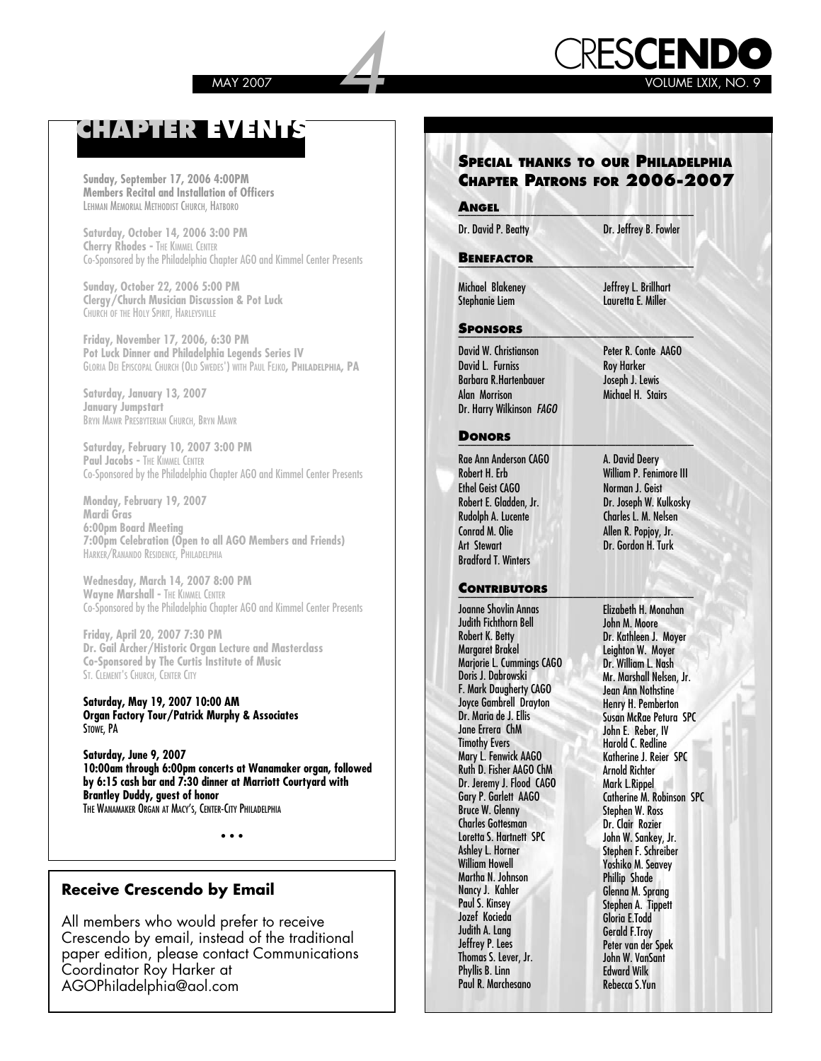# CHAPTER EVENTS

**Sunday, September 17, 2006 4:00PM**
**Members Recital and Installation of Officers**
LEHMAN MEMORIAL METHODIST CHURCH, HATBORO

**Saturday, October 14, 2006 3:00 PM**
**Cherry Rhodes -** THE KIMMEL CENTER
Co-Sponsored by the Philadelphia Chapter AGO and Kimmel Center Presents

**Sunday, October 22, 2006 5:00 PM**
**Clergy/Church Musician Discussion & Pot Luck**
CHURCH OF THE HOLY SPIRIT, HARLEYSVILLE

**Friday, November 17, 2006, 6:30 PM**
**Pot Luck Dinner and Philadelphia Legends Series IV**
GLORIA DEI EPISCOPAL CHURCH (OLD SWEDES') WITH PAUL FEJKO, **PHILADELPHIA, PA**

**Saturday, January 13, 2007**
**January Jumpstart**
BRYN MAWR PRESBYTERIAN CHURCH, BRYN MAWR

**Saturday, February 10, 2007 3:00 PM**
**Paul Jacobs -** THE KIMMEL CENTER
Co-Sponsored by the Philadelphia Chapter AGO and Kimmel Center Presents

**Monday, February 19, 2007**
**Mardi Gras**
**6:00pm Board Meeting**
**7:00pm Celebration (Open to all AGO Members and Friends)**
HARKER/RANANDO RESIDENCE, PHILADELPHIA

**Wednesday, March 14, 2007 8:00 PM**
**Wayne Marshall -** THE KIMMEL CENTER
Co-Sponsored by the Philadelphia Chapter AGO and Kimmel Center Presents

**Friday, April 20, 2007 7:30 PM**
**Dr. Gail Archer/Historic Organ Lecture and Masterclass**
**Co-Sponsored by The Curtis Institute of Music**
ST. CLEMENT'S CHURCH, CENTER CITY

**Saturday, May 19, 2007 10:00 AM**
**Organ Factory Tour/Patrick Murphy & Associates**
STOWE, PA

**Saturday, June 9, 2007**
**10:00am through 6:00pm concerts at Wanamaker organ, followed by 6:15 cash bar and 7:30 dinner at Marriott Courtyard with Brantley Duddy, guest of honor**
THE WANAMAKER ORGAN AT MACY'S, CENTER-CITY PHILADELPHIA

• • •

## Receive Crescendo by Email

All members who would prefer to receive Crescendo by email, instead of the traditional paper edition, please contact Communications Coordinator Roy Harker at AGOPhiladelphia@aol.com

## SPECIAL THANKS TO OUR PHILADELPHIA CHAPTER PATRONS FOR 2006-2007

### ANGEL

Dr. David P. Beatty
Dr. Jeffrey B. Fowler

### BENEFACTOR

Michael Blakeney
Stephanie Liem
Jeffrey L. Brillhart
Lauretta E. Miller

### SPONSORS

David W. Christianson
David L. Furniss
Barbara R.Hartenbauer
Alan Morrison
Dr. Harry Wilkinson *FAGO*
Peter R. Conte AAGO
Roy Harker
Joseph J. Lewis
Michael H. Stairs

### DONORS

Rae Ann Anderson CAGO
Robert H. Erb
Ethel Geist CAGO
Robert E. Gladden, Jr.
Rudolph A. Lucente
Conrad M. Olie
Art Stewart
Bradford T. Winters
A. David Deery
William P. Fenimore III
Norman J. Geist
Dr. Joseph W. Kulkosky
Charles L. M. Nelsen
Allen R. Popjoy, Jr.
Dr. Gordon H. Turk

### CONTRIBUTORS

Joanne Shovlin Annas
Judith Fichthorn Bell
Robert K. Betty
Margaret Brakel
Marjorie L. Cummings CAGO
Doris J. Dabrowski
F. Mark Daugherty CAGO
Joyce Gambrell Drayton
Dr. Maria de J. Ellis
Jane Errera ChM
Timothy Evers
Mary L. Fenwick AAGO
Ruth D. Fisher AAGO ChM
Dr. Jeremy J. Flood CAGO
Gary P. Garlett AAGO
Bruce W. Glenny
Charles Gottesman
Loretta S. Hartnett SPC
Ashley L. Horner
William Howell
Martha N. Johnson
Nancy J. Kahler
Paul S. Kinsey
Jozef Kocieda
Judith A. Lang
Jeffrey P. Lees
Thomas S. Lever, Jr.
Phyllis B. Linn
Paul R. Marchesano
Elizabeth H. Monahan
John M. Moore
Dr. Kathleen J. Moyer
Leighton W. Moyer
Dr. William L. Nash
Mr. Marshall Nelsen, Jr.
Jean Ann Nothstine
Henry H. Pemberton
Susan McRae Petura SPC
John E. Reber, IV
Harold C. Redline
Katherine J. Reier SPC
Arnold Richter
Mark L.Rippel
Catherine M. Robinson SPC
Stephen W. Ross
Dr. Clair Rozier
John W. Sankey, Jr.
Stephen F. Schreiber
Yoshiko M. Seavey
Phillip Shade
Glenna M. Sprang
Stephen A. Tippett
Gloria E.Todd
Gerald F.Troy
Peter van der Spek
John W. VanSant
Edward Wilk
Rebecca S.Yun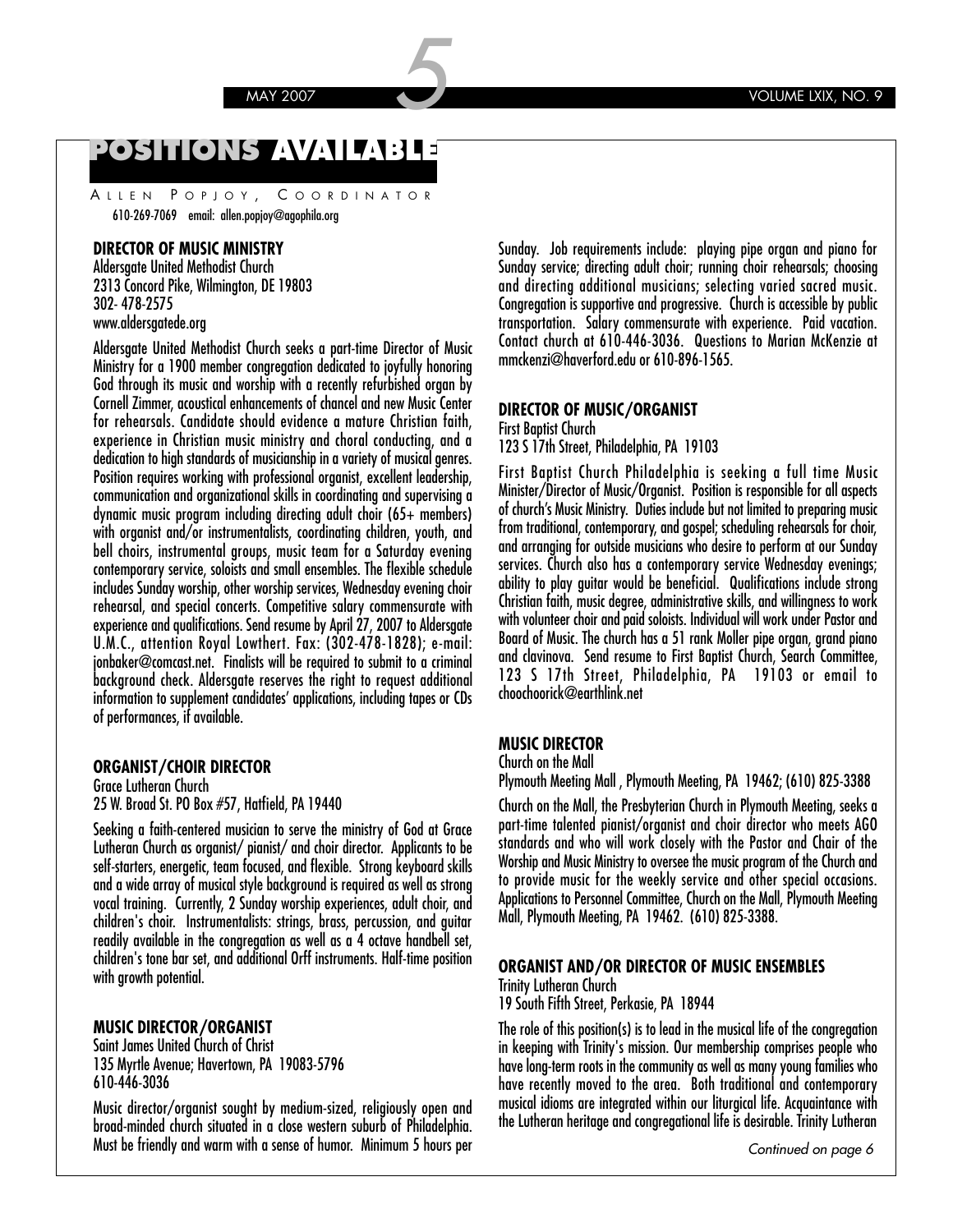# POSITIONS AVAILABLE

ALLEN POPJOY, COORDINATOR
610-269-7069 email: allen.popjoy@agophila.org

### DIRECTOR OF MUSIC MINISTRY

Aldersgate United Methodist Church
2313 Concord Pike, Wilmington, DE 19803
302- 478-2575
www.aldersgatede.org

Aldersgate United Methodist Church seeks a part-time Director of Music Ministry for a 1900 member congregation dedicated to joyfully honoring God through its music and worship with a recently refurbished organ by Cornell Zimmer, acoustical enhancements of chancel and new Music Center for rehearsals. Candidate should evidence a mature Christian faith, experience in Christian music ministry and choral conducting, and a dedication to high standards of musicianship in a variety of musical genres. Position requires working with professional organist, excellent leadership, communication and organizational skills in coordinating and supervising a dynamic music program including directing adult choir (65+ members) with organist and/or instrumentalists, coordinating children, youth, and bell choirs, instrumental groups, music team for a Saturday evening contemporary service, soloists and small ensembles. The flexible schedule includes Sunday worship, other worship services, Wednesday evening choir rehearsal, and special concerts. Competitive salary commensurate with experience and qualifications. Send resume by April 27, 2007 to Aldersgate U.M.C., attention Royal Lowthert. Fax: (302-478-1828); e-mail: jonbaker@comcast.net. Finalists will be required to submit to a criminal background check. Aldersgate reserves the right to request additional information to supplement candidates' applications, including tapes or CDs of performances, if available.

### ORGANIST/CHOIR DIRECTOR

Grace Lutheran Church
25 W. Broad St. PO Box #57, Hatfield, PA 19440

Seeking a faith-centered musician to serve the ministry of God at Grace Lutheran Church as organist/ pianist/ and choir director. Applicants to be self-starters, energetic, team focused, and flexible. Strong keyboard skills and a wide array of musical style background is required as well as strong vocal training. Currently, 2 Sunday worship experiences, adult choir, and children's choir. Instrumentalists: strings, brass, percussion, and guitar readily available in the congregation as well as a 4 octave handbell set, children's tone bar set, and additional Orff instruments. Half-time position with growth potential.

### MUSIC DIRECTOR/ORGANIST

Saint James United Church of Christ
135 Myrtle Avenue; Havertown, PA 19083-5796
610-446-3036

Music director/organist sought by medium-sized, religiously open and broad-minded church situated in a close western suburb of Philadelphia. Must be friendly and warm with a sense of humor. Minimum 5 hours per Sunday. Job requirements include: playing pipe organ and piano for Sunday service; directing adult choir; running choir rehearsals; choosing and directing additional musicians; selecting varied sacred music. Congregation is supportive and progressive. Church is accessible by public transportation. Salary commensurate with experience. Paid vacation. Contact church at 610-446-3036. Questions to Marian McKenzie at mmckenzi@haverford.edu or 610-896-1565.

### DIRECTOR OF MUSIC/ORGANIST

First Baptist Church
123 S 17th Street, Philadelphia, PA 19103

First Baptist Church Philadelphia is seeking a full time Music Minister/Director of Music/Organist. Position is responsible for all aspects of church's Music Ministry. Duties include but not limited to preparing music from traditional, contemporary, and gospel; scheduling rehearsals for choir, and arranging for outside musicians who desire to perform at our Sunday services. Church also has a contemporary service Wednesday evenings; ability to play guitar would be beneficial. Qualifications include strong Christian faith, music degree, administrative skills, and willingness to work with volunteer choir and paid soloists. Individual will work under Pastor and Board of Music. The church has a 51 rank Moller pipe organ, grand piano and clavinova. Send resume to First Baptist Church, Search Committee, 123 S 17th Street, Philadelphia, PA 19103 or email to choochoorick@earthlink.net

### MUSIC DIRECTOR

Church on the Mall
Plymouth Meeting Mall , Plymouth Meeting, PA 19462; (610) 825-3388

Church on the Mall, the Presbyterian Church in Plymouth Meeting, seeks a part-time talented pianist/organist and choir director who meets AGO standards and who will work closely with the Pastor and Chair of the Worship and Music Ministry to oversee the music program of the Church and to provide music for the weekly service and other special occasions. Applications to Personnel Committee, Church on the Mall, Plymouth Meeting Mall, Plymouth Meeting, PA 19462. (610) 825-3388.

### ORGANIST AND/OR DIRECTOR OF MUSIC ENSEMBLES

Trinity Lutheran Church
19 South Fifth Street, Perkasie, PA 18944

The role of this position(s) is to lead in the musical life of the congregation in keeping with Trinity's mission. Our membership comprises people who have long-term roots in the community as well as many young families who have recently moved to the area. Both traditional and contemporary musical idioms are integrated within our liturgical life. Acquaintance with the Lutheran heritage and congregational life is desirable. Trinity Lutheran

*Continued on page 6*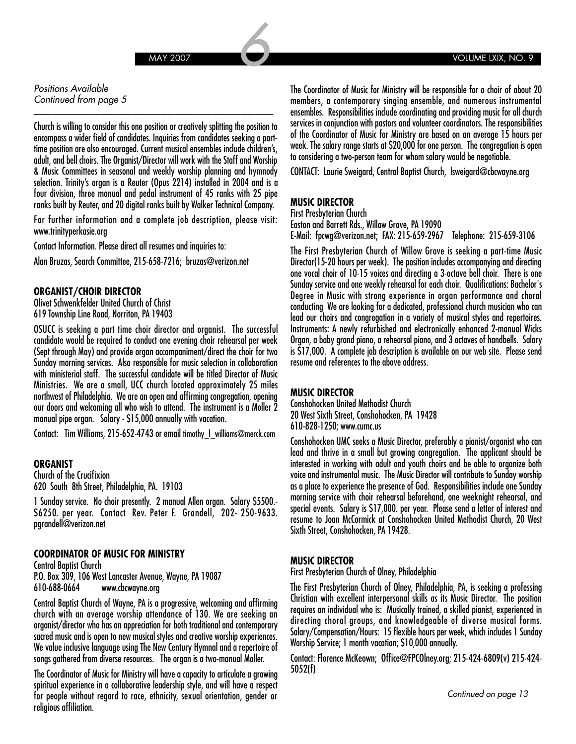*Positions Available*
*Continued from page 5*

Church is willing to consider this one position or creatively splitting the position to encompass a wider field of candidates. Inquiries from candidates seeking a part-time position are also encouraged. Current musical ensembles include children's, adult, and bell choirs. The Organist/Director will work with the Staff and Worship & Music Committees in seasonal and weekly worship planning and hymnody selection. Trinity's organ is a Reuter (Opus 2214) installed in 2004 and is a four division, three manual and pedal instrument of 45 ranks with 25 pipe ranks built by Reuter, and 20 digital ranks built by Walker Technical Company.

For further information and a complete job description, please visit: www.trinityperkasie.org

Contact Information. Please direct all resumes and inquiries to:

Alan Bruzas, Search Committee, 215-658-7216; bruzas@verizon.net

### ORGANIST/CHOIR DIRECTOR

Olivet Schwenkfelder United Church of Christ
619 Township Line Road, Norriton, PA 19403

OSUCC is seeking a part time choir director and organist. The successful candidate would be required to conduct one evening choir rehearsal per week (Sept through May) and provide organ accompaniment/direct the choir for two Sunday morning services. Also responsible for music selection in collaboration with ministerial staff. The successful candidate will be titled Director of Music Ministries. We are a small, UCC church located approximately 25 miles northwest of Philadelphia. We are an open and affirming congregation, opening our doors and welcoming all who wish to attend. The instrument is a Moller 2 manual pipe organ. Salary - $15,000 annually with vacation.

Contact: Tim Williams, 215-652-4743 or email timothy_l_williams@merck.com

### ORGANIST

Church of the Crucifixion
620 South 8th Street, Philadelphia, PA. 19103

1 Sunday service. No choir presently. 2 manual Allen organ. Salary $5500.-$6250. per year. Contact Rev. Peter F. Grandell, 202- 250-9633. pgrandell@verizon.net

### COORDINATOR OF MUSIC FOR MINISTRY

Central Baptist Church
P.O. Box 309, 106 West Lancaster Avenue, Wayne, PA 19087
610-688-0664 www.cbcwayne.org

Central Baptist Church of Wayne, PA is a progressive, welcoming and affirming church with an average worship attendance of 130. We are seeking an organist/director who has an appreciation for both traditional and contemporary sacred music and is open to new musical styles and creative worship experiences. We value inclusive language using The New Century Hymnal and a repertoire of songs gathered from diverse resources. The organ is a two-manual Moller.

The Coordinator of Music for Ministry will have a capacity to articulate a growing spiritual experience in a collaborative leadership style, and will have a respect for people without regard to race, ethnicity, sexual orientation, gender or religious affiliation.

The Coordinator of Music for Ministry will be responsible for a choir of about 20 members, a contemporary singing ensemble, and numerous instrumental ensembles. Responsibilities include coordinating and providing music for all church services in conjunction with pastors and volunteer coordinators. The responsibilities of the Coordinator of Music for Ministry are based on an average 15 hours per week. The salary range starts at $20,000 for one person. The congregation is open to considering a two-person team for whom salary would be negotiable.

CONTACT: Laurie Sweigard, Central Baptist Church, lsweigard@cbcwayne.org

### MUSIC DIRECTOR

First Presbyterian Church
Easton and Barrett Rds., Willow Grove, PA 19090
E-Mail: fpcwg@verizon.net; FAX: 215-659-2967 Telephone: 215-659-3106

The First Presbyterian Church of Willow Grove is seeking a part-time Music Director(15-20 hours per week). The position includes accompanying and directing one vocal choir of 10-15 voices and directing a 3-octave bell choir. There is one Sunday service and one weekly rehearsal for each choir. Qualifications: Bachelor's Degree in Music with strong experience in organ performance and choral conducting We are looking for a dedicated, professional church musician who can lead our choirs and congregation in a variety of musical styles and repertoires. Instruments: A newly refurbished and electronically enhanced 2-manual Wicks Organ, a baby grand piano, a rehearsal piano, and 3 octaves of handbells. Salary is $17,000. A complete job description is available on our web site. Please send resume and references to the above address.

### MUSIC DIRECTOR

Conshohocken United Methodist Church
20 West Sixth Street, Conshohocken, PA 19428
610-828-1250; www.cumc.us

Conshohocken UMC seeks a Music Director, preferably a pianist/organist who can lead and thrive in a small but growing congregation. The applicant should be interested in working with adult and youth choirs and be able to organize both voice and instrumental music. The Music Director will contribute to Sunday worship as a place to experience the presence of God. Responsibilities include one Sunday morning service with choir rehearsal beforehand, one weeknight rehearsal, and special events. Salary is $17,000. per year. Please send a letter of interest and resume to Joan McCormick at Conshohocken United Methodist Church, 20 West Sixth Street, Conshohocken, PA 19428.

### MUSIC DIRECTOR

First Presbyterian Church of Olney, Philadelphia

The First Presbyterian Church of Olney, Philadelphia, PA, is seeking a professing Christian with excellent interpersonal skills as its Music Director. The position requires an individual who is: Musically trained, a skilled pianist, experienced in directing choral groups, and knowledgeable of diverse musical forms. Salary/Compensation/Hours: 15 flexible hours per week, which includes 1 Sunday Worship Service; 1 month vacation; $10,000 annually.

Contact: Florence McKeown; Office@FPCOlney.org; 215-424-6809(v) 215-424-5052(f)

*Continued on page 13*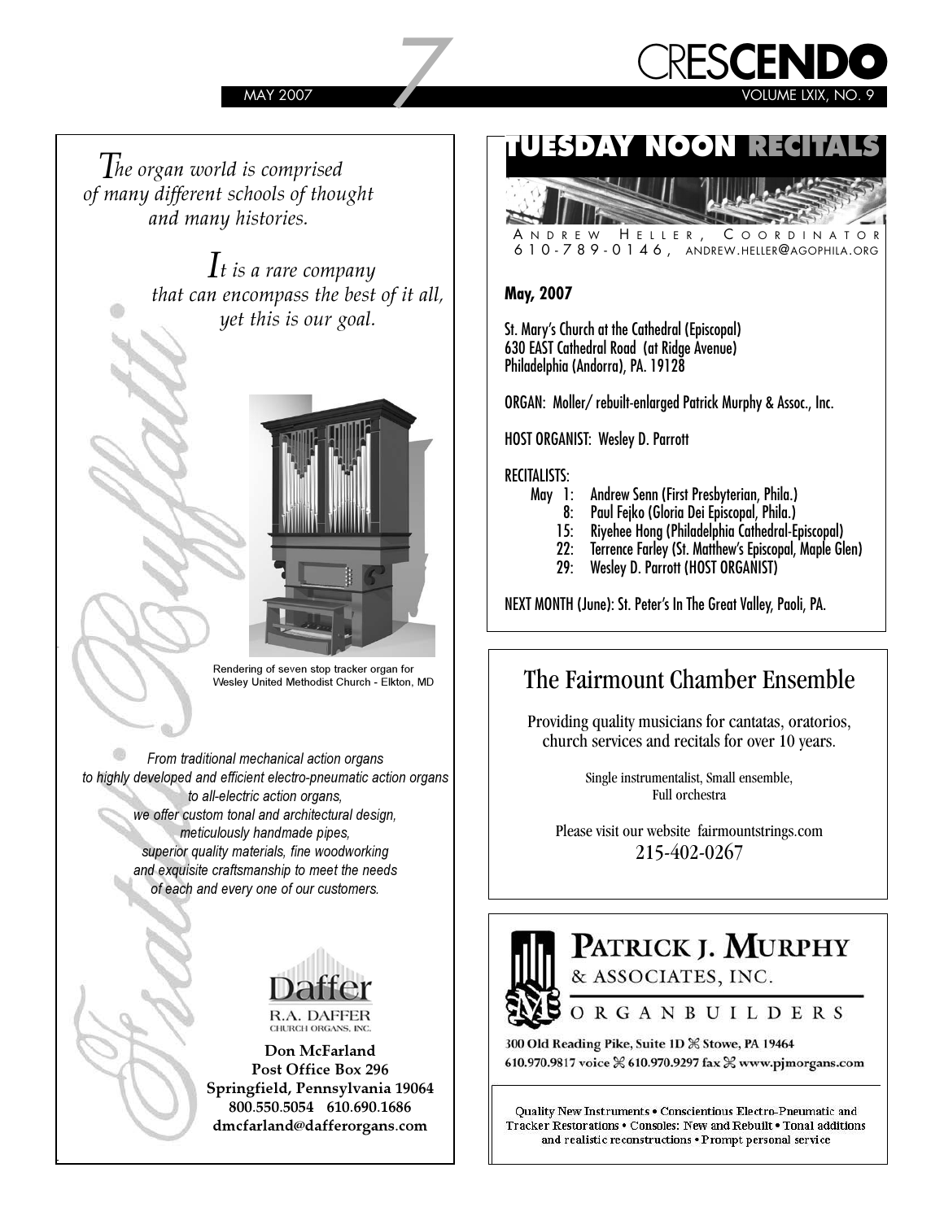*The organ world is comprised of many different schools of thought and many histories.*

*It is a rare company that can encompass the best of it all, yet this is our goal.*

Fratelli Ruffatti

Rendering of seven stop tracker organ for Wesley United Methodist Church - Elkton, MD

*From traditional mechanical action organs to highly developed and efficient electro-pneumatic action organs to all-electric action organs, we offer custom tonal and architectural design, meticulously handmade pipes, superior quality materials, fine woodworking and exquisite craftsmanship to meet the needs of each and every one of our customers.*

Daffer
R.A. DAFFER
CHURCH ORGANS, INC.

**Don McFarland**
**Post Office Box 296**
**Springfield, Pennsylvania 19064**
**800.550.5054 610.690.1686**
**dmcfarland@dafferorgans.com**

# TUESDAY NOON RECITALS

ANDREW HELLER, COORDINATOR
610-789-0146, ANDREW.HELLER@AGOPHILA.ORG

**May, 2007**

St. Mary's Church at the Cathedral (Episcopal)
630 EAST Cathedral Road (at Ridge Avenue)
Philadelphia (Andorra), PA. 19128

ORGAN: Moller/ rebuilt-enlarged Patrick Murphy & Assoc., Inc.

HOST ORGANIST: Wesley D. Parrott

RECITALISTS:
- May 1: Andrew Senn (First Presbyterian, Phila.)
- 8: Paul Fejko (Gloria Dei Episcopal, Phila.)
- 15: Riyehee Hong (Philadelphia Cathedral-Episcopal)
- 22: Terrence Farley (St. Matthew's Episcopal, Maple Glen)
- 29: Wesley D. Parrott (HOST ORGANIST)

NEXT MONTH (June): St. Peter's In The Great Valley, Paoli, PA.

## The Fairmount Chamber Ensemble

Providing quality musicians for cantatas, oratorios, church services and recitals for over 10 years.

Single instrumentalist, Small ensemble, Full orchestra

Please visit our website fairmountstrings.com
215-402-0267

## PATRICK J. MURPHY & ASSOCIATES, INC.
ORGANBUILDERS

300 Old Reading Pike, Suite 1D ⌘ Stowe, PA 19464
610.970.9817 voice ⌘ 610.970.9297 fax ⌘ www.pjmorgans.com

Quality New Instruments • Conscientious Electro-Pneumatic and Tracker Restorations • Consoles: New and Rebuilt • Tonal additions and realistic reconstructions • Prompt personal service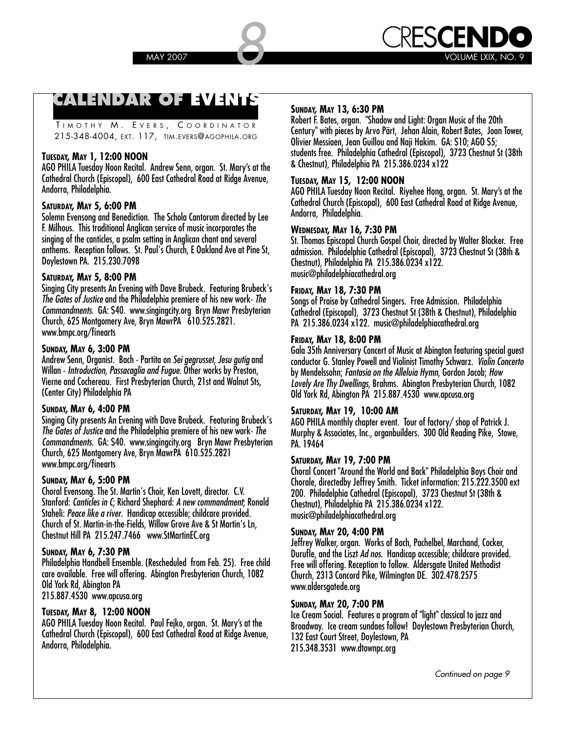# CALENDAR OF EVENTS

TIMOTHY M. EVERS, COORDINATOR
215-348-4004, EXT. 117, TIM.EVERS@AGOPHILA.ORG

**TUESDAY, MAY 1, 12:00 NOON**
AGO PHILA Tuesday Noon Recital. Andrew Senn, organ. St. Mary's at the Cathedral Church (Episcopal), 600 East Cathedral Road at Ridge Avenue, Andorra, Philadelphia.

**SATURDAY, MAY 5, 6:00 PM**
Solemn Evensong and Benediction. The Schola Cantorum directed by Lee F. Milhous. This traditional Anglican service of music incorporates the singing of the canticles, a psalm setting in Anglican chant and several anthems. Reception follows. St. Paul's Church, E Oakland Ave at Pine St, Doylestown PA. 215.230.7098

**SATURDAY, MAY 5, 8:00 PM**
Singing City presents An Evening with Dave Brubeck. Featuring Brubeck's *The Gates of Justice* and the Philadelphia premiere of his new work- *The Commandments*. GA: $40. www.singingcity.org Bryn Mawr Presbyterian Church, 625 Montgomery Ave, Bryn MawrPA 610.525.2821. www.bmpc.org/finearts

**SUNDAY, MAY 6, 3:00 PM**
Andrew Senn, Organist. Bach - Partita on *Sei gegrusset, Jesu gutig* and Willan - *Introduction, Passacaglia and Fugue*. Other works by Preston, Vierne and Cochereau. First Presbyterian Church, 21st and Walnut Sts, (Center City) Philadelphia PA

**SUNDAY, MAY 6, 4:00 PM**
Singing City presents An Evening with Dave Brubeck. Featuring Brubeck's *The Gates of Justice* and the Philadelphia premiere of his new work- *The Commandments*. GA: $40. www.singingcity.org Bryn Mawr Presbyterian Church, 625 Montgomery Ave, Bryn MawrPA 610.525.2821 www.bmpc.org/finearts

**SUNDAY, MAY 6, 5:00 PM**
Choral Evensong. The St. Martin's Choir, Ken Lovett, director. C.V. Stanford: *Canticles in C*; Richard Shephard: *A new commandment*; Ronald Staheli: *Peace like a river*. Handicap accessible; childcare provided. Church of St. Martin-in-the-Fields, Willow Grove Ave & St Martin's Ln, Chestnut Hill PA 215.247.7466 www.StMartinEC.org

**SUNDAY, MAY 6, 7:30 PM**
Philadelphia Handbell Ensemble. (Rescheduled from Feb. 25). Free child care available. Free will offering. Abington Presbyterian Church, 1082 Old York Rd, Abington PA
215.887.4530 www.apcusa.org

**TUESDAY, MAY 8, 12:00 NOON**
AGO PHILA Tuesday Noon Recital. Paul Fejko, organ. St. Mary's at the Cathedral Church (Episcopal), 600 East Cathedral Road at Ridge Avenue, Andorra, Philadelphia.

**SUNDAY, MAY 13, 6:30 PM**
Robert F. Bates, organ. "Shadow and Light: Organ Music of the 20th Century" with pieces by Arvo Pärt, Jehan Alain, Robert Bates, Joan Tower, Olivier Messiaen, Jean Guillou and Naji Hakim. GA: $10; AGO $5; students free. Philadelphia Cathedral (Episcopal), 3723 Chestnut St (38th & Chestnut), Philadelphia PA 215.386.0234 x122

**TUESDAY, MAY 15, 12:00 NOON**
AGO PHILA Tuesday Noon Recital. Riyehee Hong, organ. St. Mary's at the Cathedral Church (Episcopal), 600 East Cathedral Road at Ridge Avenue, Andorra, Philadelphia.

**WEDNESDAY, MAY 16, 7:30 PM**
St. Thomas Episcopal Church Gospel Choir, directed by Walter Blocker. Free admission. Philadelphia Cathedral (Episcopal), 3723 Chestnut St (38th & Chestnut), Philadelphia PA 215.386.0234 x122. music@philadelphiacathedral.org

**FRIDAY, MAY 18, 7:30 PM**
Songs of Praise by Cathedral Singers. Free Admission. Philadelphia Cathedral (Episcopal), 3723 Chestnut St (38th & Chestnut), Philadelphia PA 215.386.0234 x122. music@philadelphiacathedral.org

**FRIDAY, MAY 18, 8:00 PM**
Gala 35th Anniversary Concert of Music at Abington featuring special guest conductor G. Stanley Powell and Violinist Timothy Schwarz. *Violin Concerto* by Mendelssohn; *Fantasia on the Alleluia Hymn*, Gordon Jacob; *How Lovely Are Thy Dwellings*, Brahms. Abington Presbyterian Church, 1082 Old York Rd, Abington PA 215.887.4530 www.apcusa.org

**SATURDAY, MAY 19, 10:00 AM**
AGO PHILA monthly chapter event. Tour of factory/ shop of Patrick J. Murphy & Associates, Inc., organbuilders. 300 Old Reading Pike, Stowe, PA. 19464

**SATURDAY, MAY 19, 7:00 PM**
Choral Concert "Around the World and Back" Philadelphia Boys Choir and Chorale, directedby Jeffrey Smith. Ticket information: 215.222.3500 ext 200. Philadelphia Cathedral (Episcopal), 3723 Chestnut St (38th & Chestnut), Philadelphia PA 215.386.0234 x122. music@philadelphiacathedral.org

**SUNDAY, MAY 20, 4:00 PM**
Jeffrey Walker, organ. Works of Bach, Pachelbel, Marchand, Cocker, Durufle, and the Liszt *Ad nos*. Handicap accessible; childcare provided. Free will offering. Reception to follow. Aldersgate United Methodist Church, 2313 Concord Pike, Wilmington DE. 302.478.2575 www.aldersgatede.org

**SUNDAY, MAY 20, 7:00 PM**
Ice Cream Social. Features a program of "light" classical to jazz and Broadway. Ice cream sundaes follow! Doylestown Presbyterian Church, 132 East Court Street, Doylestown, PA
215.348.3531 www.dtownpc.org

*Continued on page 9*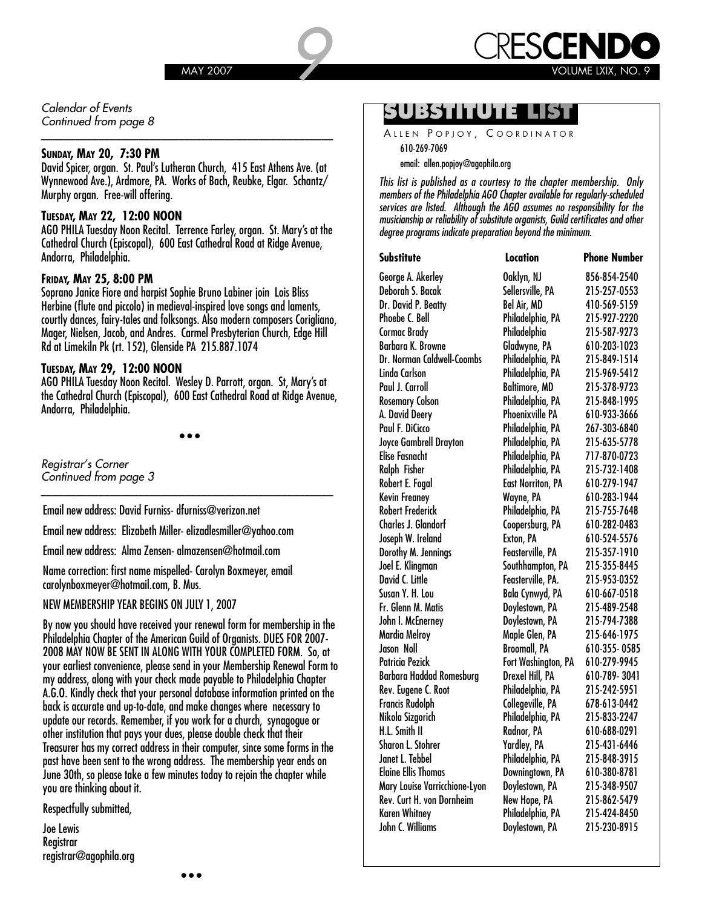*Calendar of Events*
*Continued from page 8*

**SUNDAY, MAY 20, 7:30 PM**
David Spicer, organ. St. Paul's Lutheran Church, 415 East Athens Ave. (at Wynnewood Ave.), Ardmore, PA. Works of Bach, Reubke, Elgar. Schantz/ Murphy organ. Free-will offering.

**TUESDAY, MAY 22, 12:00 NOON**
AGO PHILA Tuesday Noon Recital. Terrence Farley, organ. St. Mary's at the Cathedral Church (Episcopal), 600 East Cathedral Road at Ridge Avenue, Andorra, Philadelphia.

**FRIDAY, MAY 25, 8:00 PM**
Soprano Janice Fiore and harpist Sophie Bruno Labiner join Lois Bliss Herbine (flute and piccolo) in medieval-inspired love songs and laments, courtly dances, fairy-tales and folksongs. Also modern composers Corigliano, Mager, Nielsen, Jacob, and Andres. Carmel Presbyterian Church, Edge Hill Rd at Limekiln Pk (rt. 152), Glenside PA 215.887.1074

**TUESDAY, MAY 29, 12:00 NOON**
AGO PHILA Tuesday Noon Recital. Wesley D. Parrott, organ. St, Mary's at the Cathedral Church (Episcopal), 600 East Cathedral Road at Ridge Avenue, Andorra, Philadelphia.

•••

*Registrar's Corner*
*Continued from page 3*

Email new address: David Furniss- dfurniss@verizon.net

Email new address: Elizabeth Miller- elizadlesmiller@yahoo.com

Email new address: Alma Zensen- almazensen@hotmail.com

Name correction: first name mispelled- Carolyn Boxmeyer, email carolynboxmeyer@hotmail.com, B. Mus.

NEW MEMBERSHIP YEAR BEGINS ON JULY 1, 2007

By now you should have received your renewal form for membership in the Philadelphia Chapter of the American Guild of Organists. DUES FOR 2007-2008 MAY NOW BE SENT IN ALONG WITH YOUR COMPLETED FORM. So, at your earliest convenience, please send in your Membership Renewal Form to my address, along with your check made payable to Philadelphia Chapter A.G.O. Kindly check that your personal database information printed on the back is accurate and up-to-date, and make changes where necessary to update our records. Remember, if you work for a church, synagogue or other institution that pays your dues, please double check that their Treasurer has my correct address in their computer, since some forms in the past have been sent to the wrong address. The membership year ends on June 30th, so please take a few minutes today to rejoin the chapter while you are thinking about it.

Respectfully submitted,

Joe Lewis
Registrar
registrar@agophila.org

•••

## SUBSTITUTE LIST

ALLEN POPJOY, COORDINATOR
610-269-7069
email: allen.popjoy@agophila.org

*This list is published as a courtesy to the chapter membership. Only members of the Philadelphia AGO Chapter available for regularly-scheduled services are listed. Although the AGO assumes no responsibility for the musicianship or reliability of substitute organists, Guild certificates and other degree programs indicate preparation beyond the minimum.*

| Substitute | Location | Phone Number |
|---|---|---|
| George A. Akerley | Oaklyn, NJ | 856-854-2540 |
| Deborah S. Bacak | Sellersville, PA | 215-257-0553 |
| Dr. David P. Beatty | Bel Air, MD | 410-569-5159 |
| Phoebe C. Bell | Philadelphia, PA | 215-927-2220 |
| Cormac Brady | Philadelphia | 215-587-9273 |
| Barbara K. Browne | Gladwyne, PA | 610-203-1023 |
| Dr. Norman Caldwell-Coombs | Philadelphia, PA | 215-849-1514 |
| Linda Carlson | Philadelphia, PA | 215-969-5412 |
| Paul J. Carroll | Baltimore, MD | 215-378-9723 |
| Rosemary Colson | Philadelphia, PA | 215-848-1995 |
| A. David Deery | Phoenixville PA | 610-933-3666 |
| Paul F. DiCicco | Philadelphia, PA | 267-303-6840 |
| Joyce Gambrell Drayton | Philadelphia, PA | 215-635-5778 |
| Elise Fasnacht | Philadelphia, PA | 717-870-0723 |
| Ralph Fisher | Philadelphia, PA | 215-732-1408 |
| Robert E. Fogal | East Norriton, PA | 610-279-1947 |
| Kevin Freaney | Wayne, PA | 610-283-1944 |
| Robert Frederick | Philadelphia, PA | 215-755-7648 |
| Charles J. Glandorf | Coopersburg, PA | 610-282-0483 |
| Joseph W. Ireland | Exton, PA | 610-524-5576 |
| Dorothy M. Jennings | Feasterville, PA | 215-357-1910 |
| Joel E. Klingman | Southhampton, PA | 215-355-8445 |
| David C. Little | Feasterville, PA. | 215-953-0352 |
| Susan Y. H. Lou | Bala Cynwyd, PA | 610-667-0518 |
| Fr. Glenn M. Matis | Doylestown, PA | 215-489-2548 |
| John I. McEnerney | Doylestown, PA | 215-794-7388 |
| Mardia Melroy | Maple Glen, PA | 215-646-1975 |
| Jason Noll | Broomall, PA | 610-355- 0585 |
| Patricia Pezick | Fort Washington, PA | 610-279-9945 |
| Barbara Haddad Romesburg | Drexel Hill, PA | 610-789- 3041 |
| Rev. Eugene C. Root | Philadelphia, PA | 215-242-5951 |
| Francis Rudolph | Collegeville, PA | 678-613-0442 |
| Nikola Sizgorich | Philadelphia, PA | 215-833-2247 |
| H.L. Smith II | Radnor, PA | 610-688-0291 |
| Sharon L. Stohrer | Yardley, PA | 215-431-6446 |
| Janet L. Tebbel | Philadelphia, PA | 215-848-3915 |
| Elaine Ellis Thomas | Downingtown, PA | 610-380-8781 |
| Mary Louise Varricchione-Lyon | Doylestown, PA | 215-348-9507 |
| Rev. Curt H. von Dornheim | New Hope, PA | 215-862-5479 |
| Karen Whitney | Philadelphia, PA | 215-424-8450 |
| John C. Williams | Doylestown, PA | 215-230-8915 |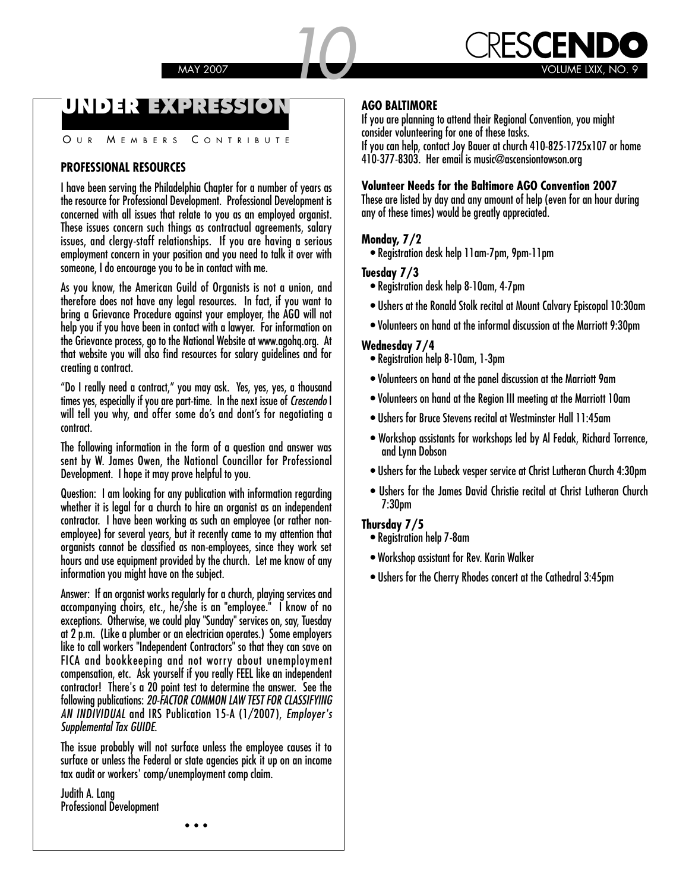# UNDER EXPRESSION

OUR MEMBERS CONTRIBUTE

## PROFESSIONAL RESOURCES

I have been serving the Philadelphia Chapter for a number of years as the resource for Professional Development. Professional Development is concerned with all issues that relate to you as an employed organist. These issues concern such things as contractual agreements, salary issues, and clergy-staff relationships. If you are having a serious employment concern in your position and you need to talk it over with someone, I do encourage you to be in contact with me.

As you know, the American Guild of Organists is not a union, and therefore does not have any legal resources. In fact, if you want to bring a Grievance Procedure against your employer, the AGO will not help you if you have been in contact with a lawyer. For information on the Grievance process, go to the National Website at www.agohq.org. At that website you will also find resources for salary guidelines and for creating a contract.

"Do I really need a contract," you may ask. Yes, yes, yes, a thousand times yes, especially if you are part-time. In the next issue of *Crescendo* I will tell you why, and offer some do's and dont's for negotiating a contract.

The following information in the form of a question and answer was sent by W. James Owen, the National Councillor for Professional Development. I hope it may prove helpful to you.

Question: I am looking for any publication with information regarding whether it is legal for a church to hire an organist as an independent contractor. I have been working as such an employee (or rather non-employee) for several years, but it recently came to my attention that organists cannot be classified as non-employees, since they work set hours and use equipment provided by the church. Let me know of any information you might have on the subject.

Answer: If an organist works regularly for a church, playing services and accompanying choirs, etc., he/she is an "employee." I know of no exceptions. Otherwise, we could play "Sunday" services on, say, Tuesday at 2 p.m. (Like a plumber or an electrician operates.) Some employers like to call workers "Independent Contractors" so that they can save on FICA and bookkeeping and not worry about unemployment compensation, etc. Ask yourself if you really FEEL like an independent contractor! There's a 20 point test to determine the answer. See the following publications: ***20-FACTOR COMMON LAW TEST FOR CLASSIFYING AN INDIVIDUAL*** and IRS Publication 15-A (1/2007), ***Employer's Supplemental Tax GUIDE***.

The issue probably will not surface unless the employee causes it to surface or unless the Federal or state agencies pick it up on an income tax audit or workers' comp/unemployment comp claim.

Judith A. Lang
Professional Development

• • •

## AGO BALTIMORE

If you are planning to attend their Regional Convention, you might consider volunteering for one of these tasks.
If you can help, contact Joy Bauer at church 410-825-1725x107 or home 410-377-8303. Her email is music@ascensiontowson.org

### Volunteer Needs for the Baltimore AGO Convention 2007

These are listed by day and any amount of help (even for an hour during any of these times) would be greatly appreciated.

**Monday, 7/2**

- Registration desk help 11am-7pm, 9pm-11pm

**Tuesday 7/3**

- Registration desk help 8-10am, 4-7pm
- Ushers at the Ronald Stolk recital at Mount Calvary Episcopal 10:30am
- Volunteers on hand at the informal discussion at the Marriott 9:30pm

**Wednesday 7/4**

- Registration help 8-10am, 1-3pm
- Volunteers on hand at the panel discussion at the Marriott 9am
- Volunteers on hand at the Region III meeting at the Marriott 10am
- Ushers for Bruce Stevens recital at Westminster Hall 11:45am
- Workshop assistants for workshops led by Al Fedak, Richard Torrence, and Lynn Dobson
- Ushers for the Lubeck vesper service at Christ Lutheran Church 4:30pm
- Ushers for the James David Christie recital at Christ Lutheran Church 7:30pm

**Thursday 7/5**

- Registration help 7-8am
- Workshop assistant for Rev. Karin Walker
- Ushers for the Cherry Rhodes concert at the Cathedral 3:45pm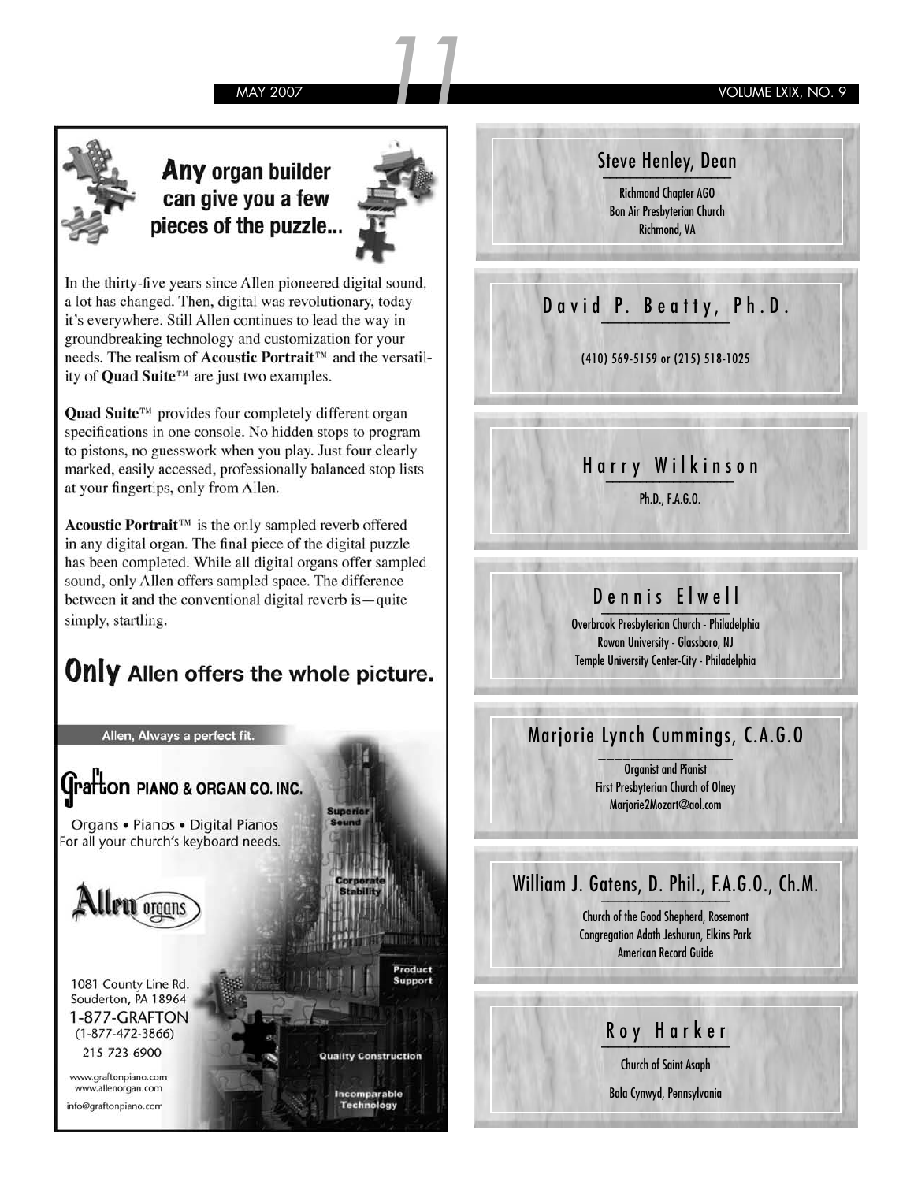## Any organ builder can give you a few pieces of the puzzle...

In the thirty-five years since Allen pioneered digital sound, a lot has changed. Then, digital was revolutionary, today it's everywhere. Still Allen continues to lead the way in groundbreaking technology and customization for your needs. The realism of **Acoustic Portrait**™ and the versatility of **Quad Suite**™ are just two examples.

**Quad Suite**™ provides four completely different organ specifications in one console. No hidden stops to program to pistons, no guesswork when you play. Just four clearly marked, easily accessed, professionally balanced stop lists at your fingertips, only from Allen.

**Acoustic Portrait**™ is the only sampled reverb offered in any digital organ. The final piece of the digital puzzle has been completed. While all digital organs offer sampled sound, only Allen offers sampled space. The difference between it and the conventional digital reverb is—quite simply, startling.

## Only Allen offers the whole picture.

Allen, Always a perfect fit.

**Grafton PIANO & ORGAN CO. INC.**

Organs • Pianos • Digital Pianos
For all your church's keyboard needs.

Allen organs

Superior Sound
Corporate Stability
Product Support
Quality Construction
Incomparable Technology

1081 County Line Rd.
Souderton, PA 18964
1-877-GRAFTON
(1-877-472-3866)
215-723-6900

www.graftonpiano.com
www.allenorgan.com
info@graftonpiano.com

---

### Steve Henley, Dean

Richmond Chapter AGO
Bon Air Presbyterian Church
Richmond, VA

### David P. Beatty, Ph.D.

(410) 569-5159 or (215) 518-1025

### Harry Wilkinson

Ph.D., F.A.G.O.

### Dennis Elwell

Overbrook Presbyterian Church - Philadelphia
Rowan University - Glassboro, NJ
Temple University Center-City - Philadelphia

### Marjorie Lynch Cummings, C.A.G.O

Organist and Pianist
First Presbyterian Church of Olney
Marjorie2Mozart@aol.com

### William J. Gatens, D. Phil., F.A.G.O., Ch.M.

Church of the Good Shepherd, Rosemont
Congregation Adath Jeshurun, Elkins Park
American Record Guide

### Roy Harker

Church of Saint Asaph
Bala Cynwyd, Pennsylvania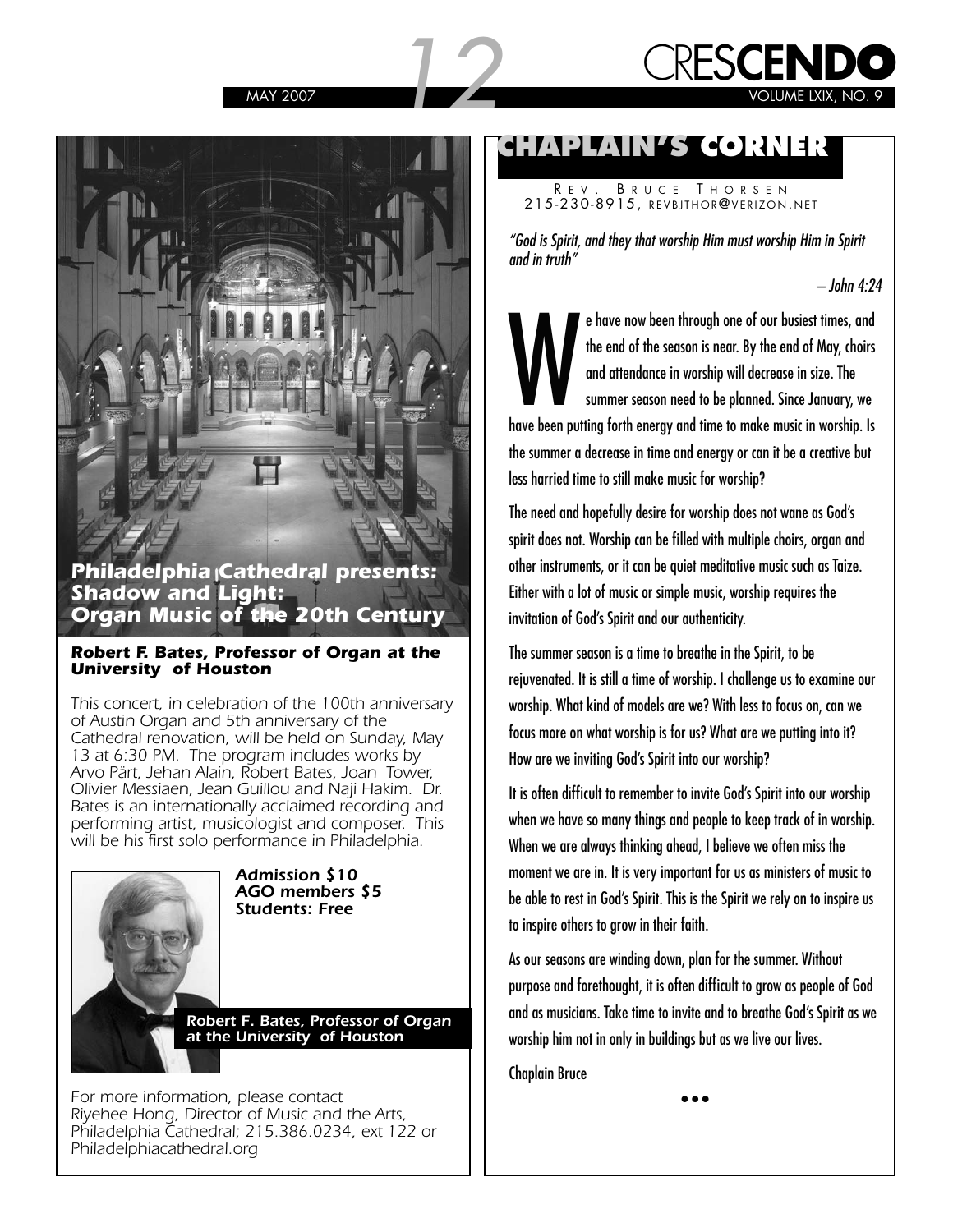**Philadelphia Cathedral presents:**
**Shadow and Light:**
**Organ Music of the 20th Century**

**Robert F. Bates, Professor of Organ at the University of Houston**

This concert, in celebration of the 100th anniversary of Austin Organ and 5th anniversary of the Cathedral renovation, will be held on Sunday, May 13 at 6:30 PM. The program includes works by Arvo Pärt, Jehan Alain, Robert Bates, Joan Tower, Olivier Messiaen, Jean Guillou and Naji Hakim. Dr. Bates is an internationally acclaimed recording and performing artist, musicologist and composer. This will be his first solo performance in Philadelphia.

**Admission $10**
**AGO members $5**
**Students: Free**

Robert F. Bates, Professor of Organ at the University of Houston

For more information, please contact Riyehee Hong, Director of Music and the Arts, Philadelphia Cathedral; 215.386.0234, ext 122 or Philadelphiacathedral.org

# CHAPLAIN'S CORNER

REV. BRUCE THORSEN
215-230-8915, REVBJTHOR@VERIZON.NET

*"God is Spirit, and they that worship Him must worship Him in Spirit and in truth"*

*– John 4:24*

We have now been through one of our busiest times, and the end of the season is near. By the end of May, choirs and attendance in worship will decrease in size. The summer season need to be planned. Since January, we have been putting forth energy and time to make music in worship. Is the summer a decrease in time and energy or can it be a creative but less harried time to still make music for worship?

The need and hopefully desire for worship does not wane as God's spirit does not. Worship can be filled with multiple choirs, organ and other instruments, or it can be quiet meditative music such as Taize. Either with a lot of music or simple music, worship requires the invitation of God's Spirit and our authenticity.

The summer season is a time to breathe in the Spirit, to be rejuvenated. It is still a time of worship. I challenge us to examine our worship. What kind of models are we? With less to focus on, can we focus more on what worship is for us? What are we putting into it? How are we inviting God's Spirit into our worship?

It is often difficult to remember to invite God's Spirit into our worship when we have so many things and people to keep track of in worship. When we are always thinking ahead, I believe we often miss the moment we are in. It is very important for us as ministers of music to be able to rest in God's Spirit. This is the Spirit we rely on to inspire us to inspire others to grow in their faith.

As our seasons are winding down, plan for the summer. Without purpose and forethought, it is often difficult to grow as people of God and as musicians. Take time to invite and to breathe God's Spirit as we worship him not in only in buildings but as we live our lives.

Chaplain Bruce

•••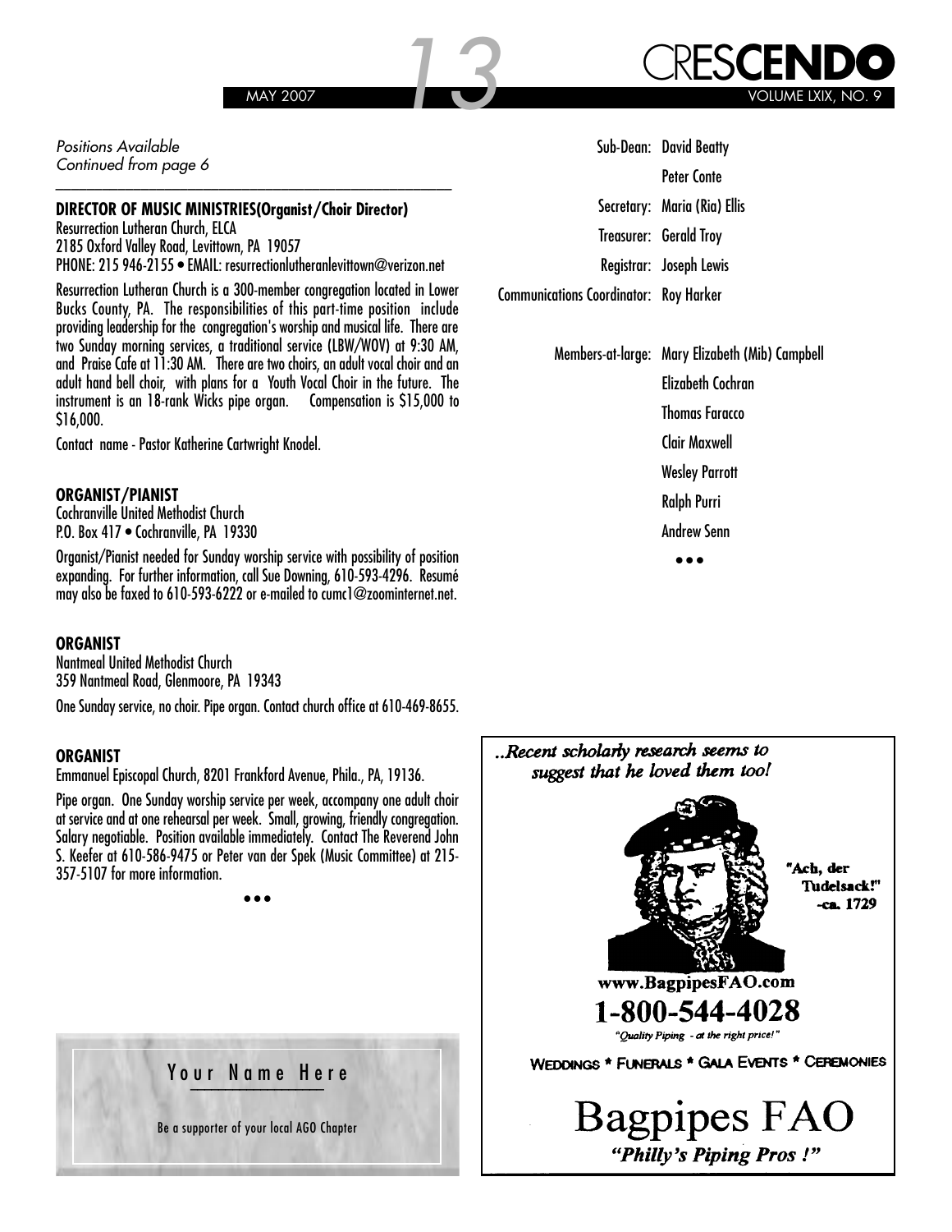*Positions Available*
*Continued from page 6*

### DIRECTOR OF MUSIC MINISTRIES(Organist/Choir Director)

Resurrection Lutheran Church, ELCA
2185 Oxford Valley Road, Levittown, PA 19057
PHONE: 215 946-2155 • EMAIL: resurrectionlutheranlevittown@verizon.net

Resurrection Lutheran Church is a 300-member congregation located in Lower Bucks County, PA. The responsibilities of this part-time position include providing leadership for the congregation's worship and musical life. There are two Sunday morning services, a traditional service (LBW/WOV) at 9:30 AM, and Praise Cafe at 11:30 AM. There are two choirs, an adult vocal choir and an adult hand bell choir, with plans for a Youth Vocal Choir in the future. The instrument is an 18-rank Wicks pipe organ. Compensation is $15,000 to $16,000.

Contact name - Pastor Katherine Cartwright Knodel.

### ORGANIST/PIANIST

Cochranville United Methodist Church
P.O. Box 417 • Cochranville, PA 19330

Organist/Pianist needed for Sunday worship service with possibility of position expanding. For further information, call Sue Downing, 610-593-4296. Resumé may also be faxed to 610-593-6222 or e-mailed to cumc1@zoominternet.net.

### ORGANIST

Nantmeal United Methodist Church
359 Nantmeal Road, Glenmoore, PA 19343

One Sunday service, no choir. Pipe organ. Contact church office at 610-469-8655.

### ORGANIST

Emmanuel Episcopal Church, 8201 Frankford Avenue, Phila., PA, 19136.

Pipe organ. One Sunday worship service per week, accompany one adult choir at service and at one rehearsal per week. Small, growing, friendly congregation. Salary negotiable. Position available immediately. Contact The Reverend John S. Keefer at 610-586-9475 or Peter van der Spek (Music Committee) at 215-357-5107 for more information.

•••

Sub-Dean: David Beatty
Peter Conte
Secretary: Maria (Ria) Ellis
Treasurer: Gerald Troy
Registrar: Joseph Lewis
Communications Coordinator: Roy Harker

Members-at-large: Mary Elizabeth (Mib) Campbell
Elizabeth Cochran
Thomas Faracco
Clair Maxwell
Wesley Parrott
Ralph Purri
Andrew Senn

•••

**Your Name Here**

Be a supporter of your local AGO Chapter

*..Recent scholarly research seems to suggest that he loved them too!*

"Ach, der Tudelsack!" -ca. 1729

www.BagpipesFAO.com
**1-800-544-4028**
*"Quality Piping - at the right price!"*

WEDDINGS * FUNERALS * GALA EVENTS * CEREMONIES

**Bagpipes FAO**
*"Philly's Piping Pros !"*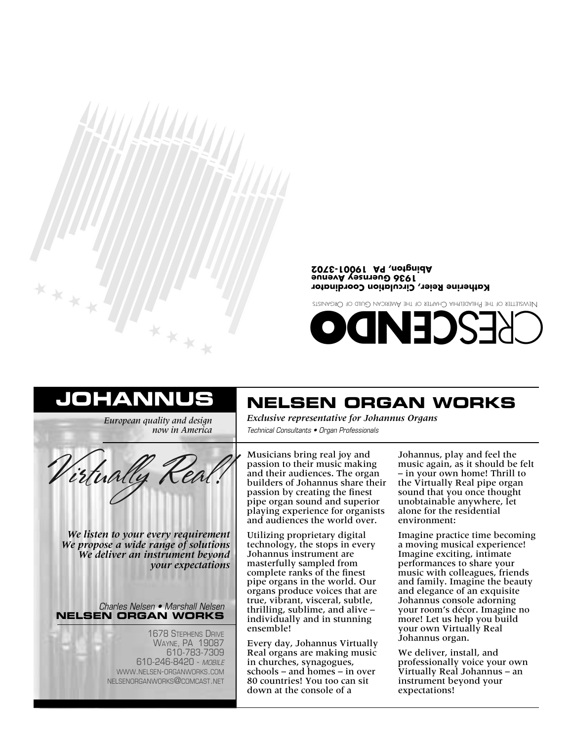# CRESCENDO

NEWSLETTER OF THE PHILADELPHIA CHAPTER OF THE AMERICAN GUILD OF ORGANISTS

**Katherine Reier, Circulation Coordinator**
**1936 Guernsey Avenue**
**Abington, PA 19001-3702**

## JOHANNUS

*European quality and design now in America*

*Virtually Real!*

***We listen to your every requirement***
***We propose a wide range of solutions***
***We deliver an instrument beyond your expectations***

*Charles Nelsen • Marshall Nelsen*
**NELSEN ORGAN WORKS**

1678 Stephens Drive
Wayne, PA 19087
610-783-7309
610-246-8420 - *mobile*
www.nelsen-organworks.com
nelsenorganworks@comcast.net

## NELSEN ORGAN WORKS

***Exclusive representative for Johannus Organs***

*Technical Consultants • Organ Professionals*

Musicians bring real joy and passion to their music making and their audiences. The organ builders of Johannus share their passion by creating the finest pipe organ sound and superior playing experience for organists and audiences the world over.

Utilizing proprietary digital technology, the stops in every Johannus instrument are masterfully sampled from complete ranks of the finest pipe organs in the world. Our organs produce voices that are true, vibrant, visceral, subtle, thrilling, sublime, and alive – individually and in stunning ensemble!

Every day, Johannus Virtually Real organs are making music in churches, synagogues, schools – and homes – in over 80 countries! You too can sit down at the console of a Johannus, play and feel the music again, as it should be felt – in your own home! Thrill to the Virtually Real pipe organ sound that you once thought unobtainable anywhere, let alone for the residential environment:

Imagine practice time becoming a moving musical experience! Imagine exciting, intimate performances to share your music with colleagues, friends and family. Imagine the beauty and elegance of an exquisite Johannus console adorning your room's décor. Imagine no more! Let us help you build your own Virtually Real Johannus organ.

We deliver, install, and professionally voice your own Virtually Real Johannus – an instrument beyond your expectations!